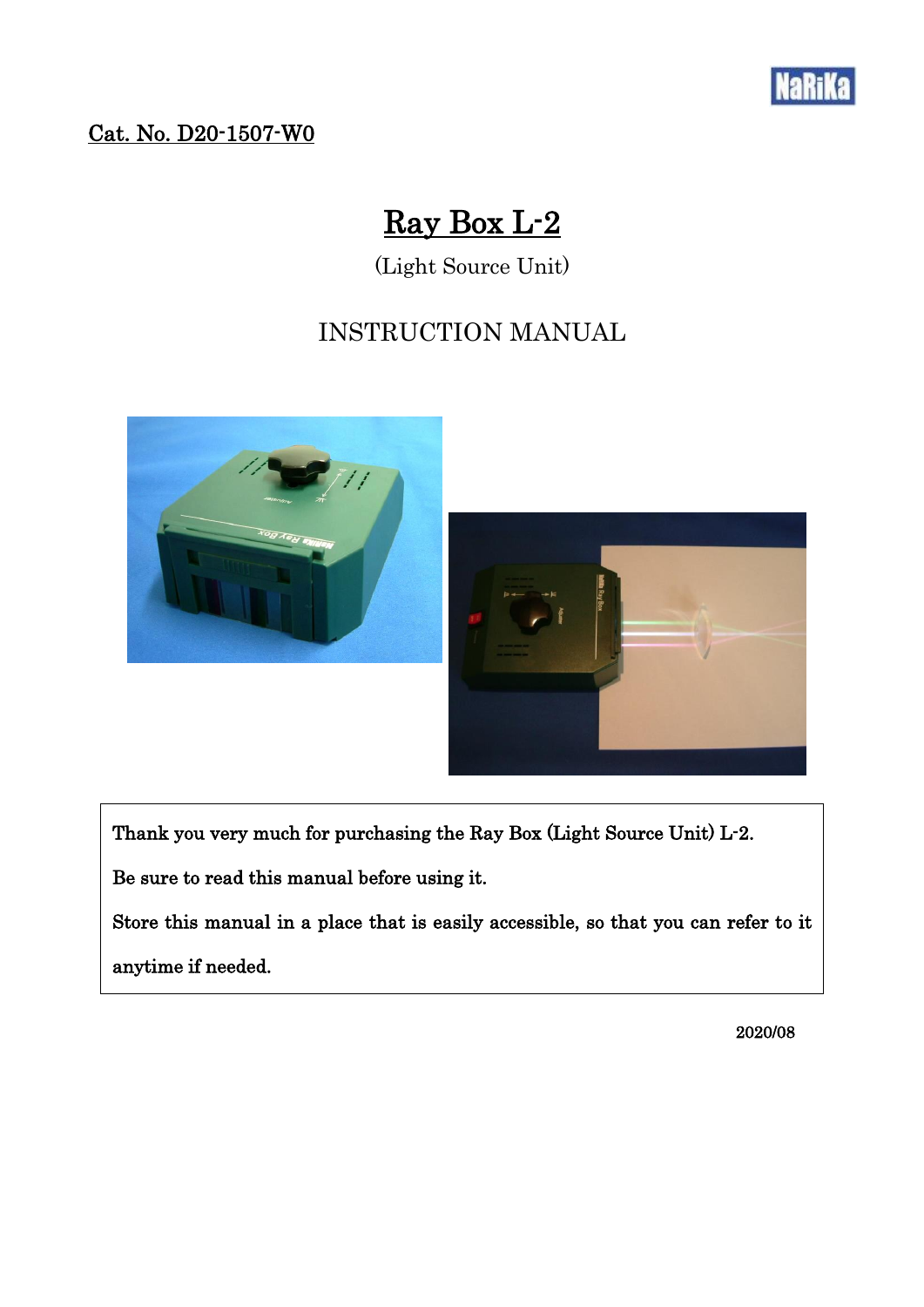NaRiKa

Cat. No. D20-1507-W0

# Ray Box L-2

(Light Source Unit)

## INSTRUCTION MANUAL

Thank you very much for purchasing the Ray Box (Light Source Unit) L-2.

Be sure to read this manual before using it.

Store this manual in a place that is easily accessible, so that you can refer to it anytime if needed.

2020/08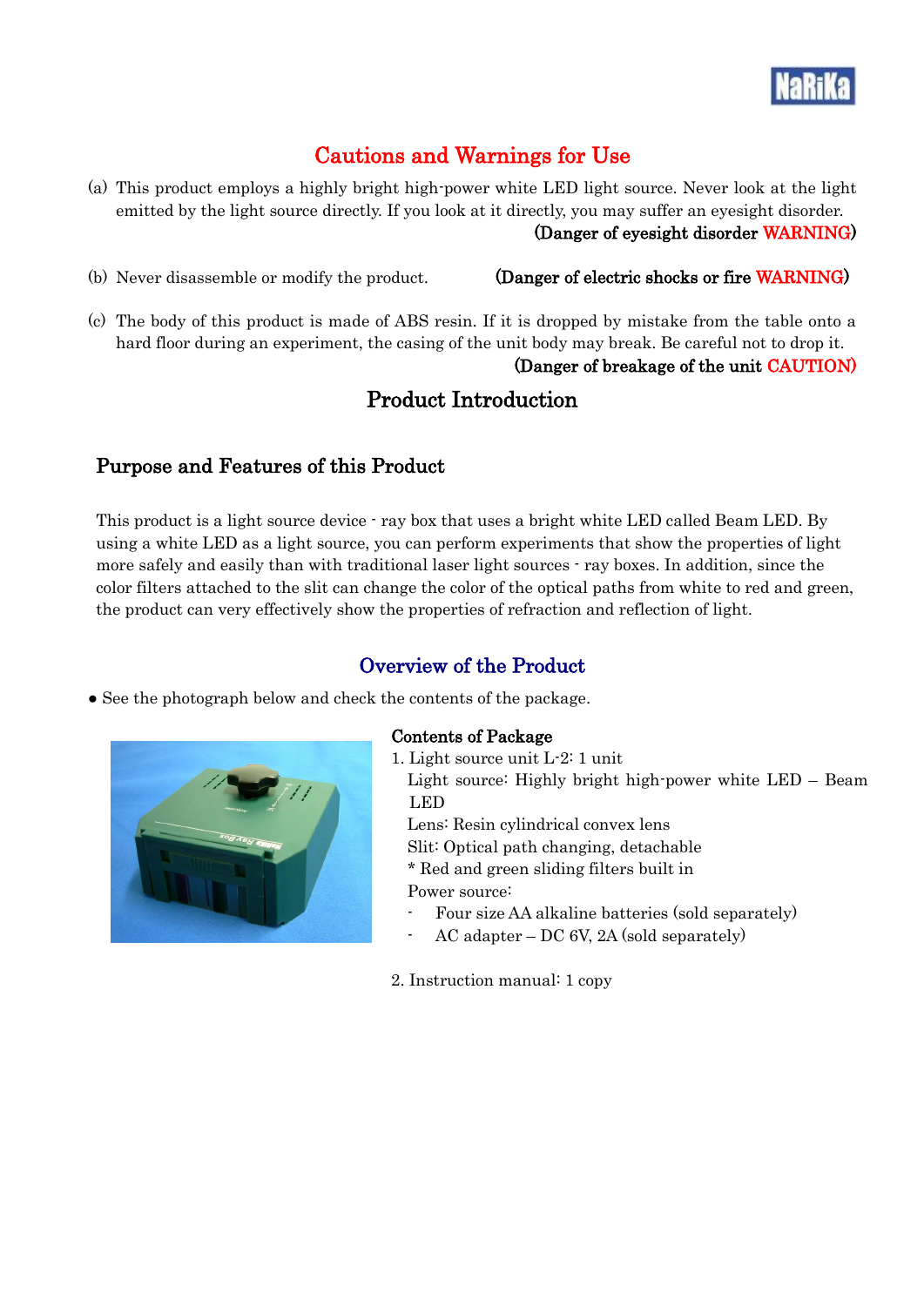## Cautions and Warnings for Use

(a) This product employs a highly bright high-power white LED light source. Never look at the light emitted by the light source directly. If you look at it directly, you may suffer an eyesight disorder.
**(Danger of eyesight disorder WARNING)**

(b) Never disassemble or modify the product. **(Danger of electric shocks or fire WARNING)**

(c) The body of this product is made of ABS resin. If it is dropped by mistake from the table onto a hard floor during an experiment, the casing of the unit body may break. Be careful not to drop it.
**(Danger of breakage of the unit CAUTION)**

# Product Introduction

## Purpose and Features of this Product

This product is a light source device - ray box that uses a bright white LED called Beam LED. By using a white LED as a light source, you can perform experiments that show the properties of light more safely and easily than with traditional laser light sources - ray boxes. In addition, since the color filters attached to the slit can change the color of the optical paths from white to red and green, the product can very effectively show the properties of refraction and reflection of light.

## Overview of the Product

● See the photograph below and check the contents of the package.

**Contents of Package**

1. Light source unit L-2: 1 unit
   Light source: Highly bright high-power white LED – Beam LED
   Lens: Resin cylindrical convex lens
   Slit: Optical path changing, detachable
   * Red and green sliding filters built in
   Power source:
   - Four size AA alkaline batteries (sold separately)
   - AC adapter – DC 6V, 2A (sold separately)

2. Instruction manual: 1 copy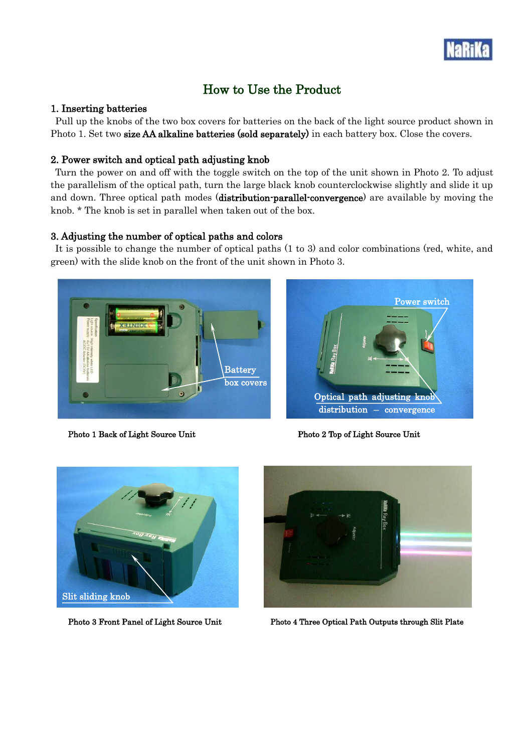# How to Use the Product

## 1. Inserting batteries

Pull up the knobs of the two box covers for batteries on the back of the light source product shown in Photo 1. Set two **size AA alkaline batteries (sold separately)** in each battery box. Close the covers.

## 2. Power switch and optical path adjusting knob

Turn the power on and off with the toggle switch on the top of the unit shown in Photo 2. To adjust the parallelism of the optical path, turn the large black knob counterclockwise slightly and slide it up and down. Three optical path modes (**distribution-parallel-convergence**) are available by moving the knob. * The knob is set in parallel when taken out of the box.

## 3. Adjusting the number of optical paths and colors

It is possible to change the number of optical paths (1 to 3) and color combinations (red, white, and green) with the slide knob on the front of the unit shown in Photo 3.

Photo 1 Back of Light Source Unit

Photo 2 Top of Light Source Unit

Photo 3 Front Panel of Light Source Unit

Photo 4 Three Optical Path Outputs through Slit Plate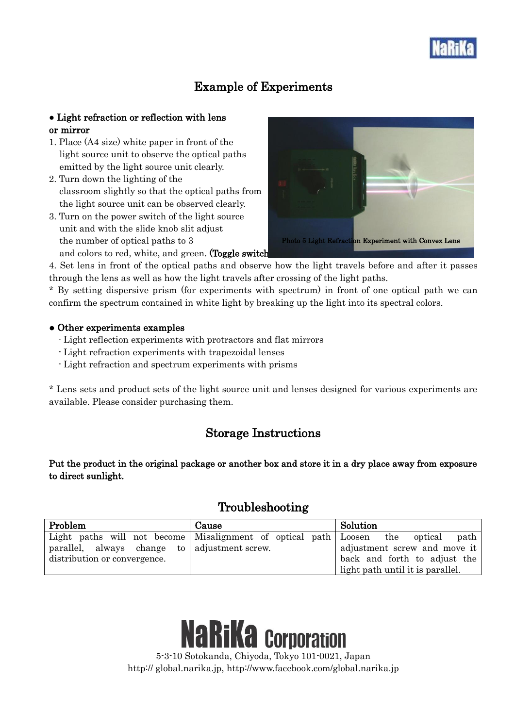# Example of Experiments

**● Light refraction or reflection with lens or mirror**

1. Place (A4 size) white paper in front of the light source unit to observe the optical paths emitted by the light source unit clearly.
2. Turn down the lighting of the classroom slightly so that the optical paths from the light source unit can be observed clearly.
3. Turn on the power switch of the light source unit and with the slide knob slit adjust the number of optical paths to 3 and colors to red, white, and green. **(Toggle switch**

**Photo 5 Light Refraction Experiment with Convex Lens**

4. Set lens in front of the optical paths and observe how the light travels before and after it passes through the lens as well as how the light travels after crossing of the light paths.

* By setting dispersive prism (for experiments with spectrum) in front of one optical path we can confirm the spectrum contained in white light by breaking up the light into its spectral colors.

**● Other experiments examples**

- Light reflection experiments with protractors and flat mirrors
- Light refraction experiments with trapezoidal lenses
- Light refraction and spectrum experiments with prisms

* Lens sets and product sets of the light source unit and lenses designed for various experiments are available. Please consider purchasing them.

# Storage Instructions

**Put the product in the original package or another box and store it in a dry place away from exposure to direct sunlight.**

# Troubleshooting

| Problem | Cause | Solution |
|---|---|---|
| Light paths will not become parallel, always change to distribution or convergence. | Misalignment of optical path adjustment screw. | Loosen the optical path adjustment screw and move it back and forth to adjust the light path until it is parallel. |

**NaRiKa Corporation**

5-3-10 Sotokanda, Chiyoda, Tokyo 101-0021, Japan

http:// global.narika.jp, http://www.facebook.com/global.narika.jp